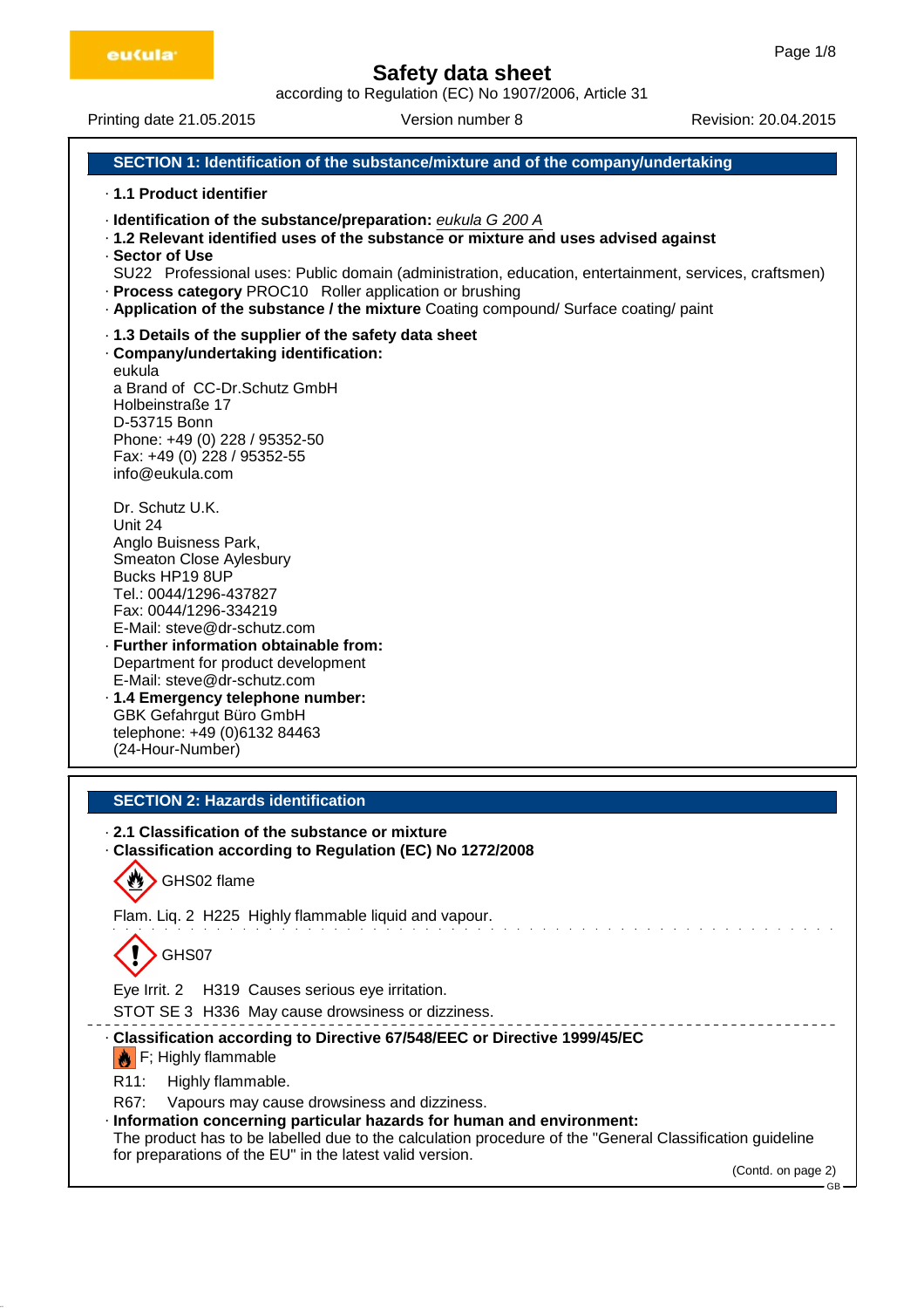eukula

# Safety data sheet

according to Regulation (EC) No 1907/2006, Article 31

Printing date 21.05.2015 Version number 8 Revision: 20.04.2015

## SECTION 1: Identification of the substance/mixture and of the company/undertaking

· **1.1 Product identifier**

· **Identification of the substance/preparation:** *eukula G 200 A*

· **1.2 Relevant identified uses of the substance or mixture and uses advised against**

· **Sector of Use**

SU22 Professional uses: Public domain (administration, education, entertainment, services, craftsmen)

· **Process category** PROC10 Roller application or brushing

· **Application of the substance / the mixture** Coating compound/ Surface coating/ paint

· **1.3 Details of the supplier of the safety data sheet**

· **Company/undertaking identification:**

eukula
a Brand of CC-Dr.Schutz GmbH
Holbeinstraße 17
D-53715 Bonn
Phone: +49 (0) 228 / 95352-50
Fax: +49 (0) 228 / 95352-55
info@eukula.com

Dr. Schutz U.K.
Unit 24
Anglo Buisness Park,
Smeaton Close Aylesbury
Bucks HP19 8UP
Tel.: 0044/1296-437827
Fax: 0044/1296-334219
E-Mail: steve@dr-schutz.com

· **Further information obtainable from:**

Department for product development
E-Mail: steve@dr-schutz.com

· **1.4 Emergency telephone number:**

GBK Gefahrgut Büro GmbH
telephone: +49 (0)6132 84463
(24-Hour-Number)

## SECTION 2: Hazards identification

· **2.1 Classification of the substance or mixture**

· **Classification according to Regulation (EC) No 1272/2008**

GHS02 flame

Flam. Liq. 2 H225 Highly flammable liquid and vapour.

GHS07

Eye Irrit. 2 H319 Causes serious eye irritation.

STOT SE 3 H336 May cause drowsiness or dizziness.

· **Classification according to Directive 67/548/EEC or Directive 1999/45/EC**

F; Highly flammable

R11: Highly flammable.

R67: Vapours may cause drowsiness and dizziness.

· **Information concerning particular hazards for human and environment:**

The product has to be labelled due to the calculation procedure of the "General Classification guideline for preparations of the EU" in the latest valid version.

(Contd. on page 2)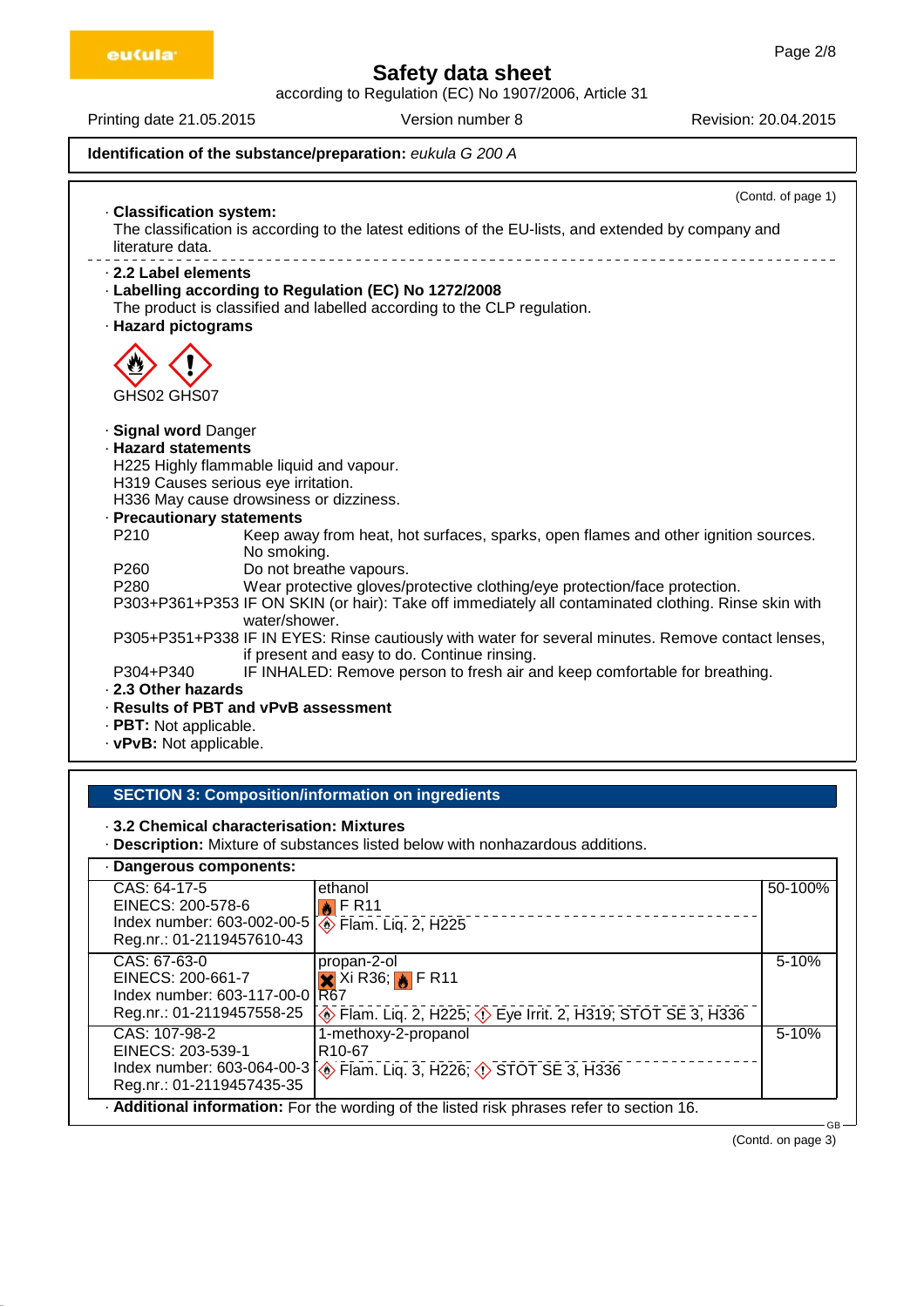**Identification of the substance/preparation:** *eukula G 200 A*

(Contd. of page 1)

· **Classification system:**
The classification is according to the latest editions of the EU-lists, and extended by company and literature data.

· **2.2 Label elements**
· **Labelling according to Regulation (EC) No 1272/2008**
The product is classified and labelled according to the CLP regulation.
· **Hazard pictograms**

GHS02 GHS07

· **Signal word** Danger
· **Hazard statements**
H225 Highly flammable liquid and vapour.
H319 Causes serious eye irritation.
H336 May cause drowsiness or dizziness.
· **Precautionary statements**

| | |
|---|---|
| P210 | Keep away from heat, hot surfaces, sparks, open flames and other ignition sources. No smoking. |
| P260 | Do not breathe vapours. |
| P280 | Wear protective gloves/protective clothing/eye protection/face protection. |
| P303+P361+P353 | IF ON SKIN (or hair): Take off immediately all contaminated clothing. Rinse skin with water/shower. |
| P305+P351+P338 | IF IN EYES: Rinse cautiously with water for several minutes. Remove contact lenses, if present and easy to do. Continue rinsing. |
| P304+P340 | IF INHALED: Remove person to fresh air and keep comfortable for breathing. |

· **2.3 Other hazards**
· **Results of PBT and vPvB assessment**
· **PBT:** Not applicable.
· **vPvB:** Not applicable.

## SECTION 3: Composition/information on ingredients

· **3.2 Chemical characterisation: Mixtures**
· **Description:** Mixture of substances listed below with nonhazardous additions.

· **Dangerous components:**

| Identifiers | Substance / Classification | % |
|---|---|---|
| CAS: 64-17-5<br>EINECS: 200-578-6<br>Index number: 603-002-00-5<br>Reg.nr.: 01-2119457610-43 | ethanol<br>F R11<br>Flam. Liq. 2, H225 | 50-100% |
| CAS: 67-63-0<br>EINECS: 200-661-7<br>Index number: 603-117-00-0<br>Reg.nr.: 01-2119457558-25 | propan-2-ol<br>Xi R36; F R11<br>R67<br>Flam. Liq. 2, H225; Eye Irrit. 2, H319; STOT SE 3, H336 | 5-10% |
| CAS: 107-98-2<br>EINECS: 203-539-1<br>Index number: 603-064-00-3<br>Reg.nr.: 01-2119457435-35 | 1-methoxy-2-propanol<br>R10-67<br>Flam. Liq. 3, H226; STOT SE 3, H336 | 5-10% |

· **Additional information:** For the wording of the listed risk phrases refer to section 16.

(Contd. on page 3)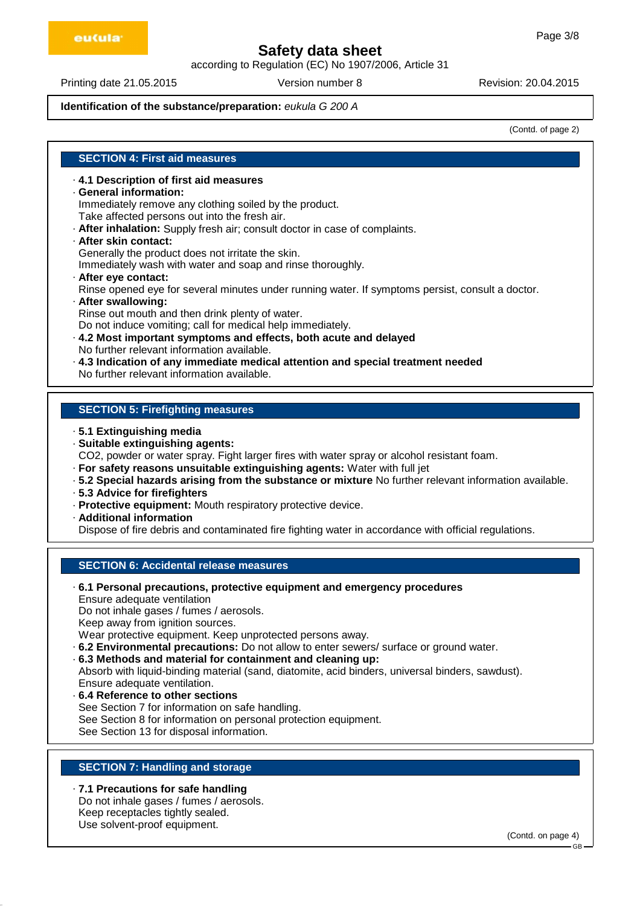**Identification of the substance/preparation:** *eukula G 200 A*

(Contd. of page 2)

## SECTION 4: First aid measures

· **4.1 Description of first aid measures**
· **General information:**
Immediately remove any clothing soiled by the product.
Take affected persons out into the fresh air.
· **After inhalation:** Supply fresh air; consult doctor in case of complaints.
· **After skin contact:**
Generally the product does not irritate the skin.
Immediately wash with water and soap and rinse thoroughly.
· **After eye contact:**
Rinse opened eye for several minutes under running water. If symptoms persist, consult a doctor.
· **After swallowing:**
Rinse out mouth and then drink plenty of water.
Do not induce vomiting; call for medical help immediately.
· **4.2 Most important symptoms and effects, both acute and delayed**
No further relevant information available.
· **4.3 Indication of any immediate medical attention and special treatment needed**
No further relevant information available.

## SECTION 5: Firefighting measures

· **5.1 Extinguishing media**
· **Suitable extinguishing agents:**
$CO_2$, powder or water spray. Fight larger fires with water spray or alcohol resistant foam.
· **For safety reasons unsuitable extinguishing agents:** Water with full jet
· **5.2 Special hazards arising from the substance or mixture** No further relevant information available.
· **5.3 Advice for firefighters**
· **Protective equipment:** Mouth respiratory protective device.
· **Additional information**
Dispose of fire debris and contaminated fire fighting water in accordance with official regulations.

## SECTION 6: Accidental release measures

· **6.1 Personal precautions, protective equipment and emergency procedures**
Ensure adequate ventilation
Do not inhale gases / fumes / aerosols.
Keep away from ignition sources.
Wear protective equipment. Keep unprotected persons away.
· **6.2 Environmental precautions:** Do not allow to enter sewers/ surface or ground water.
· **6.3 Methods and material for containment and cleaning up:**
Absorb with liquid-binding material (sand, diatomite, acid binders, universal binders, sawdust).
Ensure adequate ventilation.
· **6.4 Reference to other sections**
See Section 7 for information on safe handling.
See Section 8 for information on personal protection equipment.
See Section 13 for disposal information.

## SECTION 7: Handling and storage

· **7.1 Precautions for safe handling**
Do not inhale gases / fumes / aerosols.
Keep receptacles tightly sealed.
Use solvent-proof equipment.

(Contd. on page 4)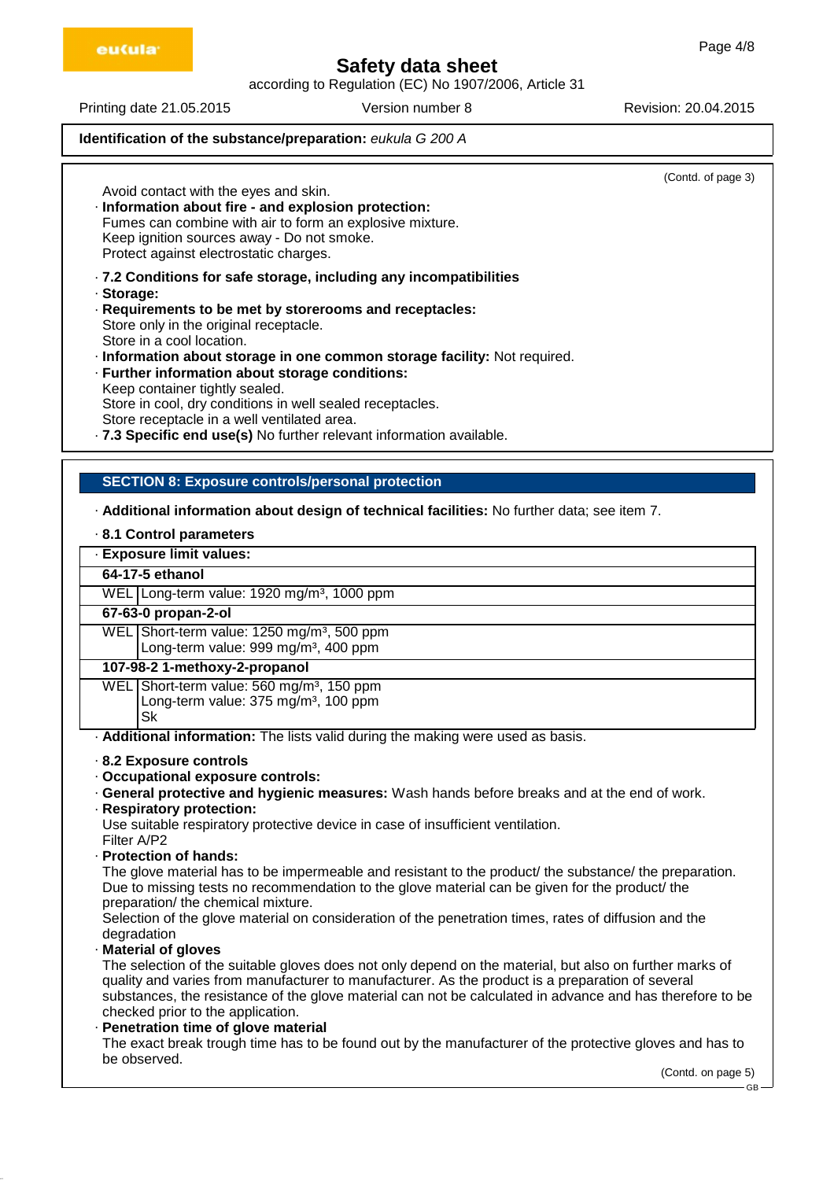**Identification of the substance/preparation:** *eukula G 200 A*

(Contd. of page 3)

Avoid contact with the eyes and skin.

· **Information about fire - and explosion protection:**
Fumes can combine with air to form an explosive mixture.
Keep ignition sources away - Do not smoke.
Protect against electrostatic charges.

· **7.2 Conditions for safe storage, including any incompatibilities**

· **Storage:**

· **Requirements to be met by storerooms and receptacles:**
Store only in the original receptacle.
Store in a cool location.

· **Information about storage in one common storage facility:** Not required.

· **Further information about storage conditions:**
Keep container tightly sealed.
Store in cool, dry conditions in well sealed receptacles.
Store receptacle in a well ventilated area.

· **7.3 Specific end use(s)** No further relevant information available.

## SECTION 8: Exposure controls/personal protection

· **Additional information about design of technical facilities:** No further data; see item 7.

· **8.1 Control parameters**

| · **Exposure limit values:** | |
|---|---|
| **64-17-5 ethanol** | |
| WEL | Long-term value: 1920 mg/m³, 1000 ppm |
| **67-63-0 propan-2-ol** | |
| WEL | Short-term value: 1250 mg/m³, 500 ppm<br>Long-term value: 999 mg/m³, 400 ppm |
| **107-98-2 1-methoxy-2-propanol** | |
| WEL | Short-term value: 560 mg/m³, 150 ppm<br>Long-term value: 375 mg/m³, 100 ppm<br>Sk |

· **Additional information:** The lists valid during the making were used as basis.

· **8.2 Exposure controls**

· **Occupational exposure controls:**

· **General protective and hygienic measures:** Wash hands before breaks and at the end of work.

· **Respiratory protection:**
Use suitable respiratory protective device in case of insufficient ventilation.
Filter A/P2

· **Protection of hands:**
The glove material has to be impermeable and resistant to the product/ the substance/ the preparation.
Due to missing tests no recommendation to the glove material can be given for the product/ the preparation/ the chemical mixture.
Selection of the glove material on consideration of the penetration times, rates of diffusion and the degradation

· **Material of gloves**
The selection of the suitable gloves does not only depend on the material, but also on further marks of quality and varies from manufacturer to manufacturer. As the product is a preparation of several substances, the resistance of the glove material can not be calculated in advance and has therefore to be checked prior to the application.

· **Penetration time of glove material**
The exact break trough time has to be found out by the manufacturer of the protective gloves and has to be observed.

(Contd. on page 5)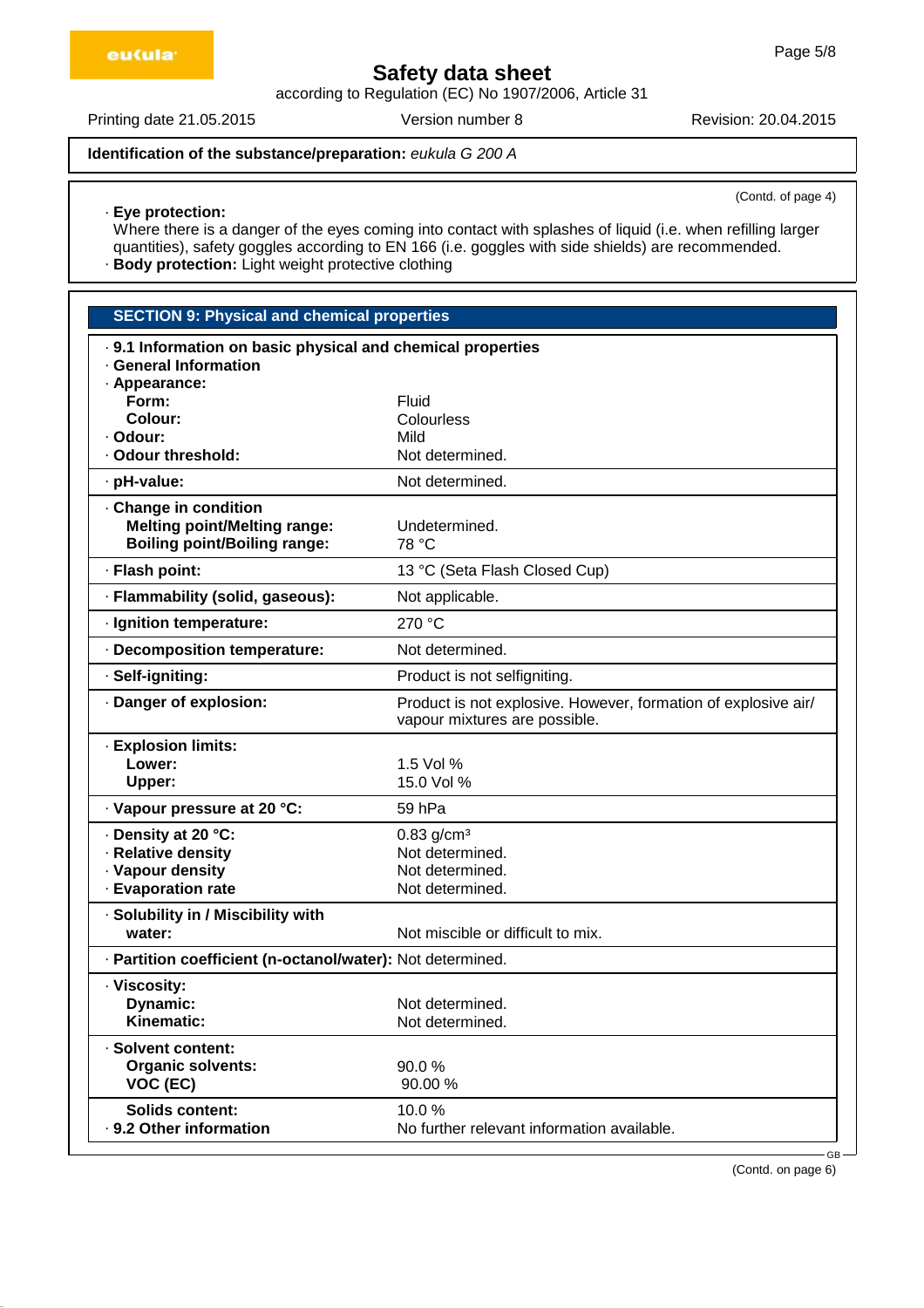**Identification of the substance/preparation:** *eukula G 200 A*

(Contd. of page 4)

· **Eye protection:**
Where there is a danger of the eyes coming into contact with splashes of liquid (i.e. when refilling larger quantities), safety goggles according to EN 166 (i.e. goggles with side shields) are recommended.
· **Body protection:** Light weight protective clothing

## SECTION 9: Physical and chemical properties

· **9.1 Information on basic physical and chemical properties**
· **General Information**

| Property | Value |
|---|---|
| · **Appearance:** | |
| **Form:** | Fluid |
| **Colour:** | Colourless |
| · **Odour:** | Mild |
| · **Odour threshold:** | Not determined. |
| · **pH-value:** | Not determined. |
| · **Change in condition** | |
| **Melting point/Melting range:** | Undetermined. |
| **Boiling point/Boiling range:** | 78 °C |
| · **Flash point:** | 13 °C (Seta Flash Closed Cup) |
| · **Flammability (solid, gaseous):** | Not applicable. |
| · **Ignition temperature:** | 270 °C |
| · **Decomposition temperature:** | Not determined. |
| · **Self-igniting:** | Product is not selfigniting. |
| · **Danger of explosion:** | Product is not explosive. However, formation of explosive air/ vapour mixtures are possible. |
| · **Explosion limits:** | |
| **Lower:** | 1.5 Vol % |
| **Upper:** | 15.0 Vol % |
| · **Vapour pressure at 20 °C:** | 59 hPa |
| · **Density at 20 °C:** | 0.83 g/cm³ |
| · **Relative density** | Not determined. |
| · **Vapour density** | Not determined. |
| · **Evaporation rate** | Not determined. |
| · **Solubility in / Miscibility with water:** | Not miscible or difficult to mix. |
| · **Partition coefficient (n-octanol/water):** | Not determined. |
| · **Viscosity:** | |
| **Dynamic:** | Not determined. |
| **Kinematic:** | Not determined. |
| · **Solvent content:** | |
| **Organic solvents:** | 90.0 % |
| **VOC (EC)** | 90.00 % |
| **Solids content:** | 10.0 % |
| · **9.2 Other information** | No further relevant information available. |

(Contd. on page 6)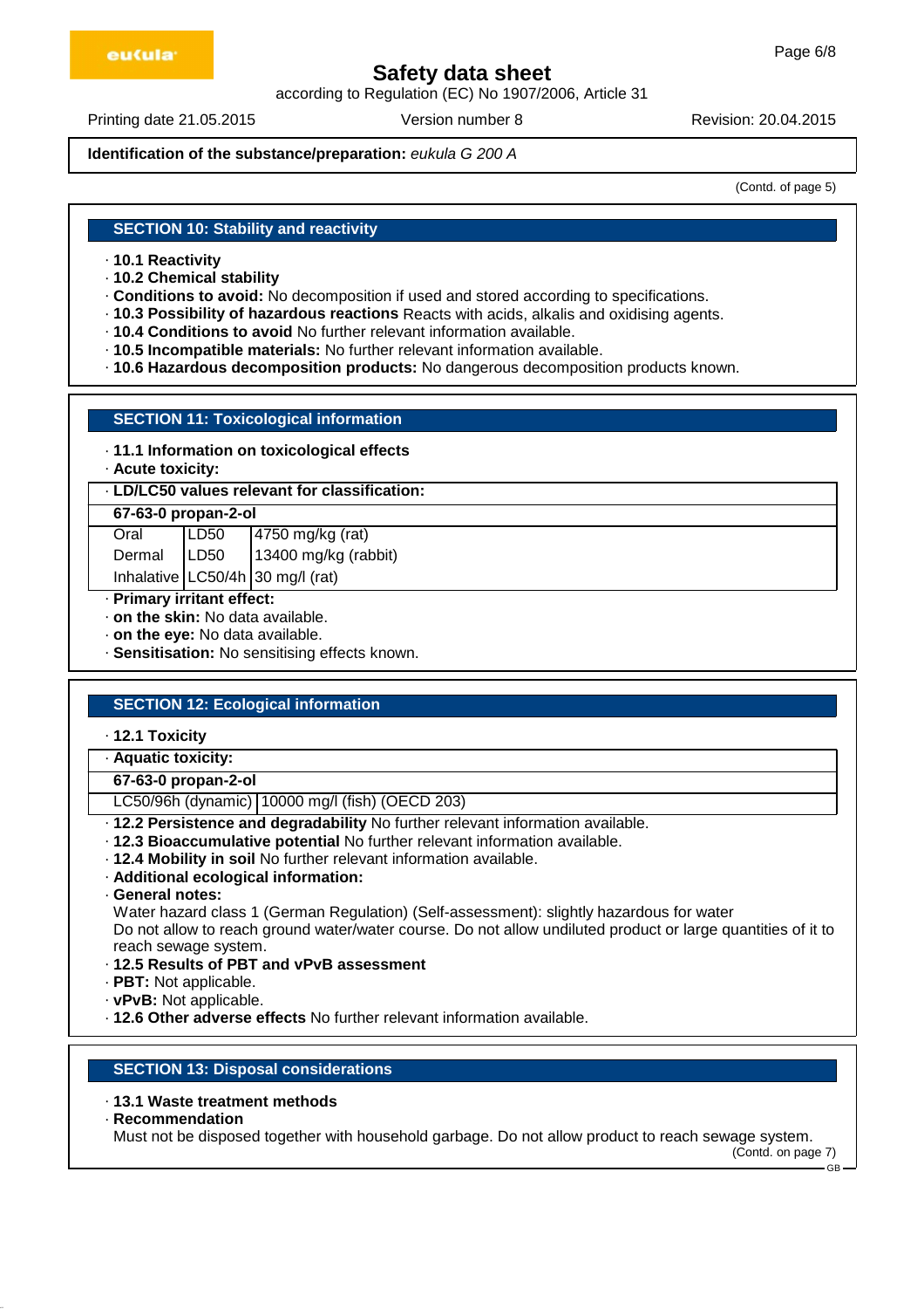**Identification of the substance/preparation:** *eukula G 200 A*

(Contd. of page 5)

## SECTION 10: Stability and reactivity

- **10.1 Reactivity**
- **10.2 Chemical stability**
- **Conditions to avoid:** No decomposition if used and stored according to specifications.
- **10.3 Possibility of hazardous reactions** Reacts with acids, alkalis and oxidising agents.
- **10.4 Conditions to avoid** No further relevant information available.
- **10.5 Incompatible materials:** No further relevant information available.
- **10.6 Hazardous decomposition products:** No dangerous decomposition products known.

## SECTION 11: Toxicological information

- **11.1 Information on toxicological effects**
- **Acute toxicity:**

**LD/LC50 values relevant for classification:**

| **67-63-0 propan-2-ol** | | |
|---|---|---|
| Oral | LD50 | 4750 mg/kg (rat) |
| Dermal | LD50 | 13400 mg/kg (rabbit) |
| Inhalative | LC50/4h | 30 mg/l (rat) |

- **Primary irritant effect:**
- **on the skin:** No data available.
- **on the eye:** No data available.
- **Sensitisation:** No sensitising effects known.

## SECTION 12: Ecological information

- **12.1 Toxicity**

**Aquatic toxicity:**

| **67-63-0 propan-2-ol** | |
|---|---|
| LC50/96h (dynamic) | 10000 mg/l (fish) (OECD 203) |

- **12.2 Persistence and degradability** No further relevant information available.
- **12.3 Bioaccumulative potential** No further relevant information available.
- **12.4 Mobility in soil** No further relevant information available.
- **Additional ecological information:**
- **General notes:**

  Water hazard class 1 (German Regulation) (Self-assessment): slightly hazardous for water

  Do not allow to reach ground water/water course. Do not allow undiluted product or large quantities of it to reach sewage system.
- **12.5 Results of PBT and vPvB assessment**
- **PBT:** Not applicable.
- **vPvB:** Not applicable.
- **12.6 Other adverse effects** No further relevant information available.

## SECTION 13: Disposal considerations

- **13.1 Waste treatment methods**
- **Recommendation**

  Must not be disposed together with household garbage. Do not allow product to reach sewage system.

(Contd. on page 7)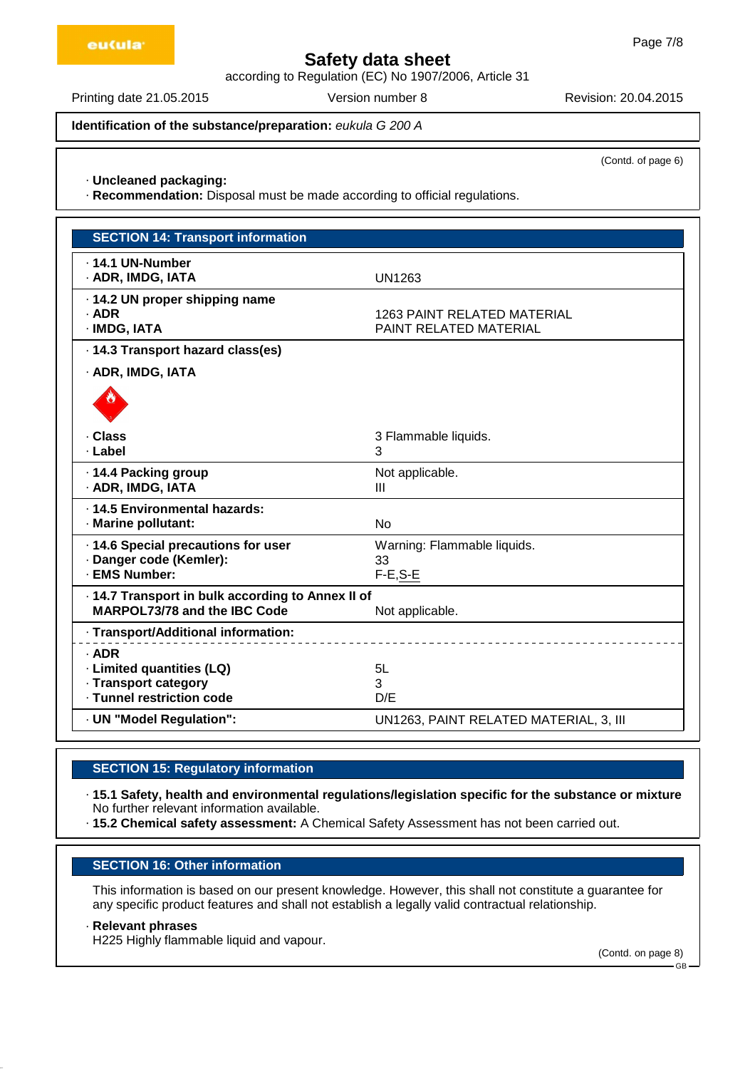# Safety data sheet

according to Regulation (EC) No 1907/2006, Article 31

Printing date 21.05.2015 Version number 8 Revision: 20.04.2015

**Identification of the substance/preparation:** *eukula G 200 A*

(Contd. of page 6)

· **Uncleaned packaging:**
· **Recommendation:** Disposal must be made according to official regulations.

## SECTION 14: Transport information

| | |
|---|---|
| · **14.1 UN-Number**<br>· **ADR, IMDG, IATA** | UN1263 |
| · **14.2 UN proper shipping name**<br>· **ADR**<br>· **IMDG, IATA** | 1263 PAINT RELATED MATERIAL<br>PAINT RELATED MATERIAL |
| · **14.3 Transport hazard class(es)**<br>· **ADR, IMDG, IATA** | |
| · **Class**<br>· **Label** | 3 Flammable liquids.<br>3 |
| · **14.4 Packing group**<br>· **ADR, IMDG, IATA** | Not applicable.<br>III |
| · **14.5 Environmental hazards:**<br>· **Marine pollutant:** | No |
| · **14.6 Special precautions for user**<br>· **Danger code (Kemler):**<br>· **EMS Number:** | Warning: Flammable liquids.<br>33<br>F-E,S-E |
| · **14.7 Transport in bulk according to Annex II of MARPOL73/78 and the IBC Code** | Not applicable. |
| · **Transport/Additional information:** | |
| · **ADR**<br>· **Limited quantities (LQ)**<br>· **Transport category**<br>· **Tunnel restriction code** | <br>5L<br>3<br>D/E |
| · **UN "Model Regulation":** | UN1263, PAINT RELATED MATERIAL, 3, III |

## SECTION 15: Regulatory information

· **15.1 Safety, health and environmental regulations/legislation specific for the substance or mixture**
No further relevant information available.
· **15.2 Chemical safety assessment:** A Chemical Safety Assessment has not been carried out.

## SECTION 16: Other information

This information is based on our present knowledge. However, this shall not constitute a guarantee for any specific product features and shall not establish a legally valid contractual relationship.

· **Relevant phrases**
H225 Highly flammable liquid and vapour.

(Contd. on page 8)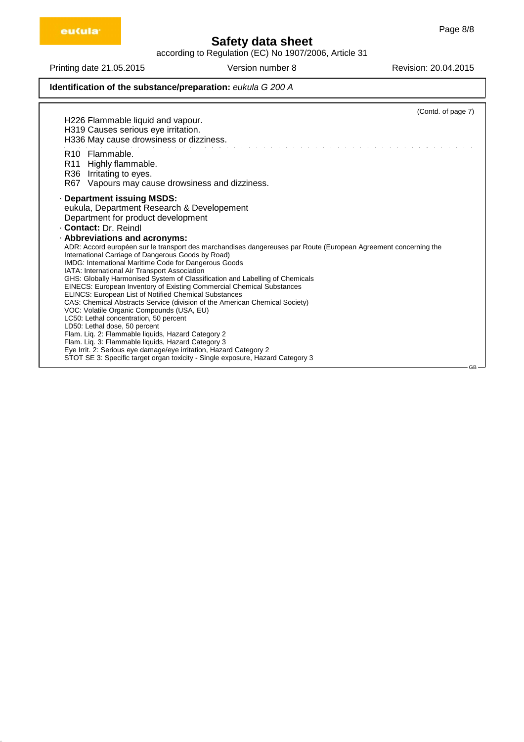(Contd. of page 7)

H226 Flammable liquid and vapour.
H319 Causes serious eye irritation.
H336 May cause drowsiness or dizziness.

R10 Flammable.
R11 Highly flammable.
R36 Irritating to eyes.
R67 Vapours may cause drowsiness and dizziness.

· **Department issuing MSDS:**
eukula, Department Research & Developement
Department for product development

· **Contact:** Dr. Reindl

· **Abbreviations and acronyms:**
ADR: Accord européen sur le transport des marchandises dangereuses par Route (European Agreement concerning the International Carriage of Dangerous Goods by Road)
IMDG: International Maritime Code for Dangerous Goods
IATA: International Air Transport Association
GHS: Globally Harmonised System of Classification and Labelling of Chemicals
EINECS: European Inventory of Existing Commercial Chemical Substances
ELINCS: European List of Notified Chemical Substances
CAS: Chemical Abstracts Service (division of the American Chemical Society)
VOC: Volatile Organic Compounds (USA, EU)
LC50: Lethal concentration, 50 percent
LD50: Lethal dose, 50 percent
Flam. Liq. 2: Flammable liquids, Hazard Category 2
Flam. Liq. 3: Flammable liquids, Hazard Category 3
Eye Irrit. 2: Serious eye damage/eye irritation, Hazard Category 2
STOT SE 3: Specific target organ toxicity - Single exposure, Hazard Category 3